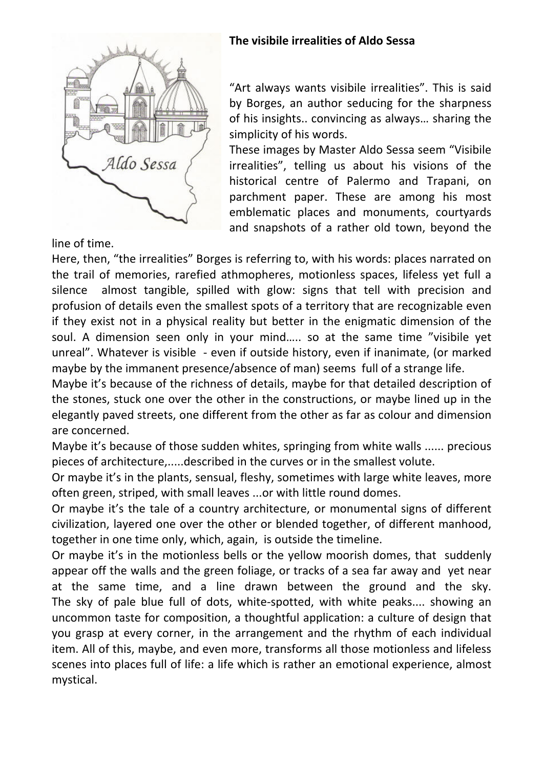**The visibile irrealities of Aldo Sessa**

"Art always wants visibile irrealities". This is said by Borges, an author seducing for the sharpness of his insights.. convincing as always… sharing the simplicity of his words.

These images by Master Aldo Sessa seem "Visibile irrealities", telling us about his visions of the historical centre of Palermo and Trapani, on parchment paper. These are among his most emblematic places and monuments, courtyards and snapshots of a rather old town, beyond the line of time.

Here, then, "the irrealities" Borges is referring to, with his words: places narrated on the trail of memories, rarefied athmopheres, motionless spaces, lifeless yet full a silence almost tangible, spilled with glow: signs that tell with precision and profusion of details even the smallest spots of a territory that are recognizable even if they exist not in a physical reality but better in the enigmatic dimension of the soul. A dimension seen only in your mind….. so at the same time "visibile yet unreal". Whatever is visible - even if outside history, even if inanimate, (or marked maybe by the immanent presence/absence of man) seems full of a strange life.

Maybe it's because of the richness of details, maybe for that detailed description of the stones, stuck one over the other in the constructions, or maybe lined up in the elegantly paved streets, one different from the other as far as colour and dimension are concerned.

Maybe it's because of those sudden whites, springing from white walls ...... precious pieces of architecture,.....described in the curves or in the smallest volute.

Or maybe it's in the plants, sensual, fleshy, sometimes with large white leaves, more often green, striped, with small leaves ...or with little round domes.

Or maybe it's the tale of a country architecture, or monumental signs of different civilization, layered one over the other or blended together, of different manhood, together in one time only, which, again, is outside the timeline.

Or maybe it's in the motionless bells or the yellow moorish domes, that suddenly appear off the walls and the green foliage, or tracks of a sea far away and yet near at the same time, and a line drawn between the ground and the sky. The sky of pale blue full of dots, white-spotted, with white peaks.... showing an uncommon taste for composition, a thoughtful application: a culture of design that you grasp at every corner, in the arrangement and the rhythm of each individual item. All of this, maybe, and even more, transforms all those motionless and lifeless scenes into places full of life: a life which is rather an emotional experience, almost mystical.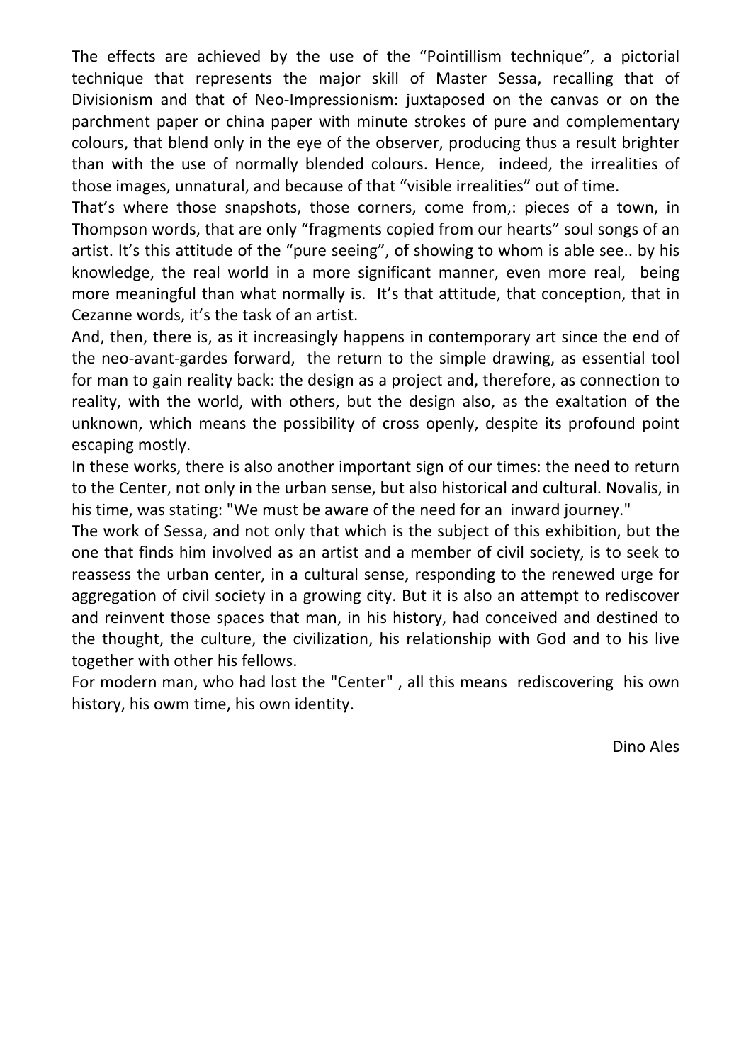The effects are achieved by the use of the "Pointillism technique", a pictorial technique that represents the major skill of Master Sessa, recalling that of Divisionism and that of Neo-Impressionism: juxtaposed on the canvas or on the parchment paper or china paper with minute strokes of pure and complementary colours, that blend only in the eye of the observer, producing thus a result brighter than with the use of normally blended colours. Hence, indeed, the irrealities of those images, unnatural, and because of that "visible irrealities" out of time.

That's where those snapshots, those corners, come from,: pieces of a town, in Thompson words, that are only "fragments copied from our hearts" soul songs of an artist. It's this attitude of the "pure seeing", of showing to whom is able see.. by his knowledge, the real world in a more significant manner, even more real, being more meaningful than what normally is. It's that attitude, that conception, that in Cezanne words, it's the task of an artist.

And, then, there is, as it increasingly happens in contemporary art since the end of the neo-avant-gardes forward, the return to the simple drawing, as essential tool for man to gain reality back: the design as a project and, therefore, as connection to reality, with the world, with others, but the design also, as the exaltation of the unknown, which means the possibility of cross openly, despite its profound point escaping mostly.

In these works, there is also another important sign of our times: the need to return to the Center, not only in the urban sense, but also historical and cultural. Novalis, in his time, was stating: "We must be aware of the need for an inward journey."

The work of Sessa, and not only that which is the subject of this exhibition, but the one that finds him involved as an artist and a member of civil society, is to seek to reassess the urban center, in a cultural sense, responding to the renewed urge for aggregation of civil society in a growing city. But it is also an attempt to rediscover and reinvent those spaces that man, in his history, had conceived and destined to the thought, the culture, the civilization, his relationship with God and to his live together with other his fellows.

For modern man, who had lost the "Center" , all this means rediscovering his own history, his owm time, his own identity.

Dino Ales